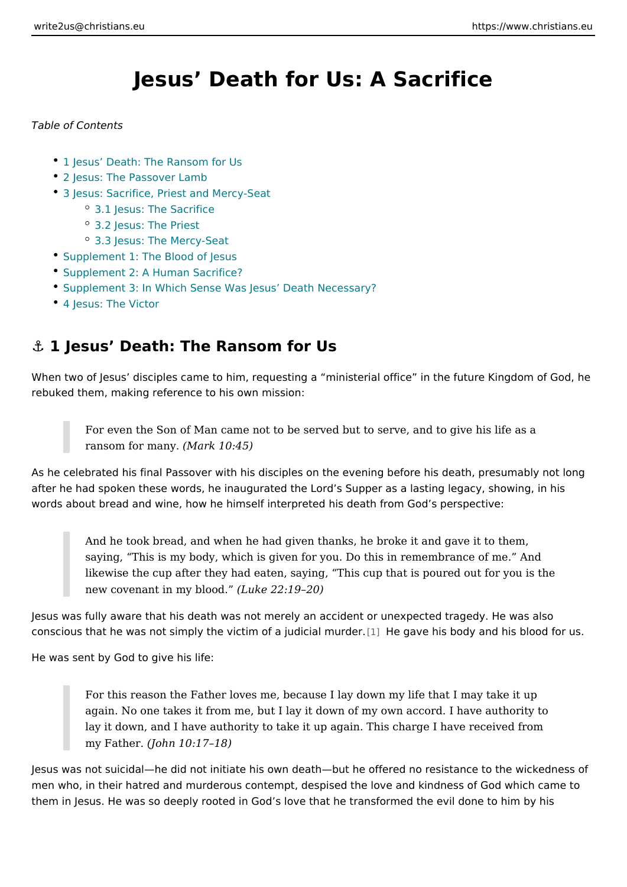# Jesus' Death for Us: A Sacrifice

*Table of Contents*

- 1 Jesus' Death: The Ransom for Us
- 2 Jesus: The Passover Lamb
- 3 Jesus: Sacrifice, Priest and Mercy-Seat
  - 3.1 Jesus: The Sacrifice
  - 3.2 Jesus: The Priest
  - 3.3 Jesus: The Mercy-Seat
- Supplement 1: The Blood of Jesus
- Supplement 2: A Human Sacrifice?
- Supplement 3: In Which Sense Was Jesus' Death Necessary?
- 4 Jesus: The Victor

## ⚓ 1 Jesus' Death: The Ransom for Us

When two of Jesus' disciples came to him, requesting a "ministerial office" in the future Kingdom of God, he rebuked them, making reference to his own mission:

> For even the Son of Man came not to be served but to serve, and to give his life as a ransom for many. *(Mark 10:45)*

As he celebrated his final Passover with his disciples on the evening before his death, presumably not long after he had spoken these words, he inaugurated the Lord's Supper as a lasting legacy, showing, in his words about bread and wine, how he himself interpreted his death from God's perspective:

> And he took bread, and when he had given thanks, he broke it and gave it to them, saying, "This is my body, which is given for you. Do this in remembrance of me." And likewise the cup after they had eaten, saying, "This cup that is poured out for you is the new covenant in my blood." *(Luke 22:19–20)*

Jesus was fully aware that his death was not merely an accident or unexpected tragedy. He was also conscious that he was not simply the victim of a judicial murder.[1] He gave his body and his blood for us.

He was sent by God to give his life:

> For this reason the Father loves me, because I lay down my life that I may take it up again. No one takes it from me, but I lay it down of my own accord. I have authority to lay it down, and I have authority to take it up again. This charge I have received from my Father. *(John 10:17–18)*

Jesus was not suicidal—he did not initiate his own death—but he offered no resistance to the wickedness of men who, in their hatred and murderous contempt, despised the love and kindness of God which came to them in Jesus. He was so deeply rooted in God's love that he transformed the evil done to him by his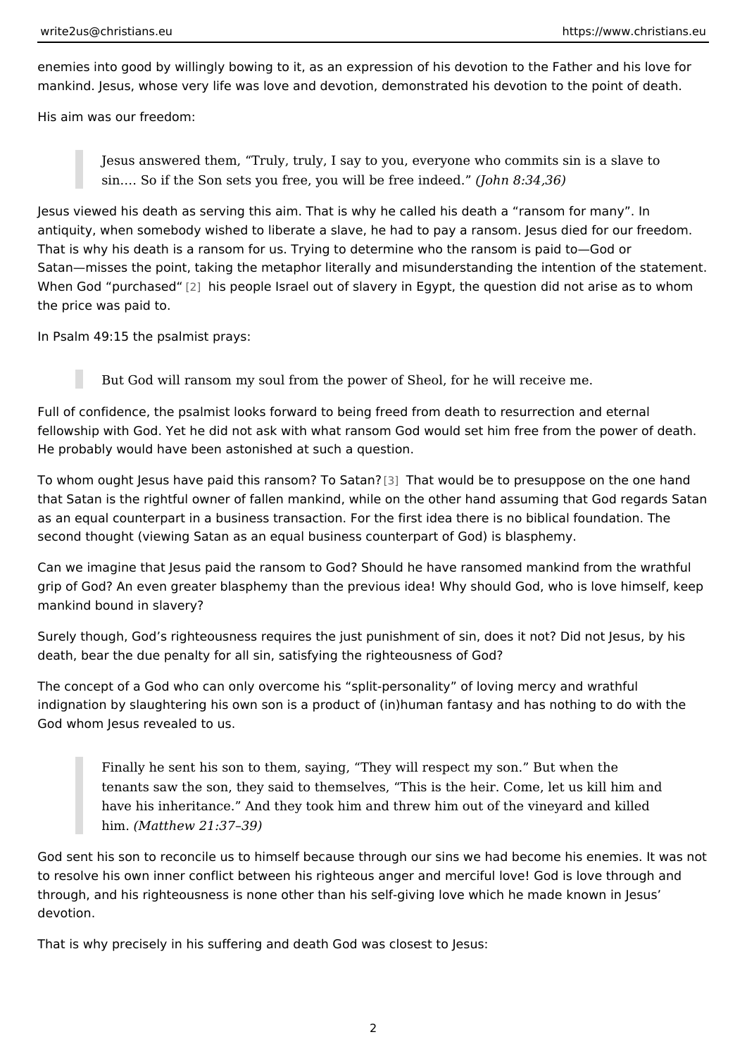enemies into good by willingly bowing to it, as an expression of his devotion to the Father and his love for mankind. Jesus, whose very life was love and devotion, demonstrated his devotion to the point of death.

His aim was our freedom:

> Jesus answered them, "Truly, truly, I say to you, everyone who commits sin is a slave to sin.… So if the Son sets you free, you will be free indeed." *(John 8:34,36)*

Jesus viewed his death as serving this aim. That is why he called his death a "ransom for many". In antiquity, when somebody wished to liberate a slave, he had to pay a ransom. Jesus died for our freedom. That is why his death is a ransom for us. Trying to determine who the ransom is paid to—God or Satan—misses the point, taking the metaphor literally and misunderstanding the intention of the statement. When God "purchased" [2] his people Israel out of slavery in Egypt, the question did not arise as to whom the price was paid to.

In Psalm 49:15 the psalmist prays:

> But God will ransom my soul from the power of Sheol, for he will receive me.

Full of confidence, the psalmist looks forward to being freed from death to resurrection and eternal fellowship with God. Yet he did not ask with what ransom God would set him free from the power of death. He probably would have been astonished at such a question.

To whom ought Jesus have paid this ransom? To Satan? [3] That would be to presuppose on the one hand that Satan is the rightful owner of fallen mankind, while on the other hand assuming that God regards Satan as an equal counterpart in a business transaction. For the first idea there is no biblical foundation. The second thought (viewing Satan as an equal business counterpart of God) is blasphemy.

Can we imagine that Jesus paid the ransom to God? Should he have ransomed mankind from the wrathful grip of God? An even greater blasphemy than the previous idea! Why should God, who is love himself, keep mankind bound in slavery?

Surely though, God's righteousness requires the just punishment of sin, does it not? Did not Jesus, by his death, bear the due penalty for all sin, satisfying the righteousness of God?

The concept of a God who can only overcome his "split-personality" of loving mercy and wrathful indignation by slaughtering his own son is a product of (in)human fantasy and has nothing to do with the God whom Jesus revealed to us.

> Finally he sent his son to them, saying, "They will respect my son." But when the tenants saw the son, they said to themselves, "This is the heir. Come, let us kill him and have his inheritance." And they took him and threw him out of the vineyard and killed him. *(Matthew 21:37–39)*

God sent his son to reconcile us to himself because through our sins we had become his enemies. It was not to resolve his own inner conflict between his righteous anger and merciful love! God is love through and through, and his righteousness is none other than his self-giving love which he made known in Jesus' devotion.

That is why precisely in his suffering and death God was closest to Jesus: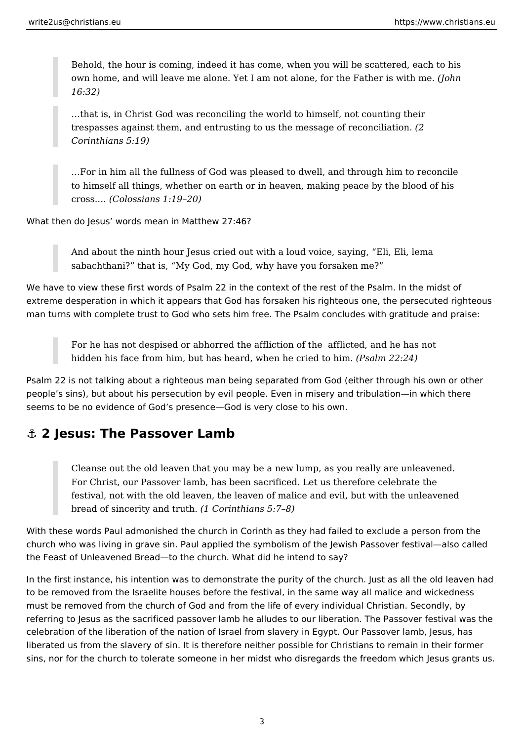> Behold, the hour is coming, indeed it has come, when you will be scattered, each to his own home, and will leave me alone. Yet I am not alone, for the Father is with me. *(John 16:32)*

> …that is, in Christ God was reconciling the world to himself, not counting their trespasses against them, and entrusting to us the message of reconciliation. *(2 Corinthians 5:19)*

> …For in him all the fullness of God was pleased to dwell, and through him to reconcile to himself all things, whether on earth or in heaven, making peace by the blood of his cross.… *(Colossians 1:19–20)*

What then do Jesus' words mean in Matthew 27:46?

> And about the ninth hour Jesus cried out with a loud voice, saying, "Eli, Eli, lema sabachthani?" that is, "My God, my God, why have you forsaken me?"

We have to view these first words of Psalm 22 in the context of the rest of the Psalm. In the midst of extreme desperation in which it appears that God has forsaken his righteous one, the persecuted righteous man turns with complete trust to God who sets him free. The Psalm concludes with gratitude and praise:

> For he has not despised or abhorred the affliction of the afflicted, and he has not hidden his face from him, but has heard, when he cried to him. *(Psalm 22:24)*

Psalm 22 is not talking about a righteous man being separated from God (either through his own or other people's sins), but about his persecution by evil people. Even in misery and tribulation—in which there seems to be no evidence of God's presence—God is very close to his own.

## ⚓ 2 Jesus: The Passover Lamb

> Cleanse out the old leaven that you may be a new lump, as you really are unleavened. For Christ, our Passover lamb, has been sacrificed. Let us therefore celebrate the festival, not with the old leaven, the leaven of malice and evil, but with the unleavened bread of sincerity and truth. *(1 Corinthians 5:7–8)*

With these words Paul admonished the church in Corinth as they had failed to exclude a person from the church who was living in grave sin. Paul applied the symbolism of the Jewish Passover festival—also called the Feast of Unleavened Bread—to the church. What did he intend to say?

In the first instance, his intention was to demonstrate the purity of the church. Just as all the old leaven had to be removed from the Israelite houses before the festival, in the same way all malice and wickedness must be removed from the church of God and from the life of every individual Christian. Secondly, by referring to Jesus as the sacrificed passover lamb he alludes to our liberation. The Passover festival was the celebration of the liberation of the nation of Israel from slavery in Egypt. Our Passover lamb, Jesus, has liberated us from the slavery of sin. It is therefore neither possible for Christians to remain in their former sins, nor for the church to tolerate someone in her midst who disregards the freedom which Jesus grants us.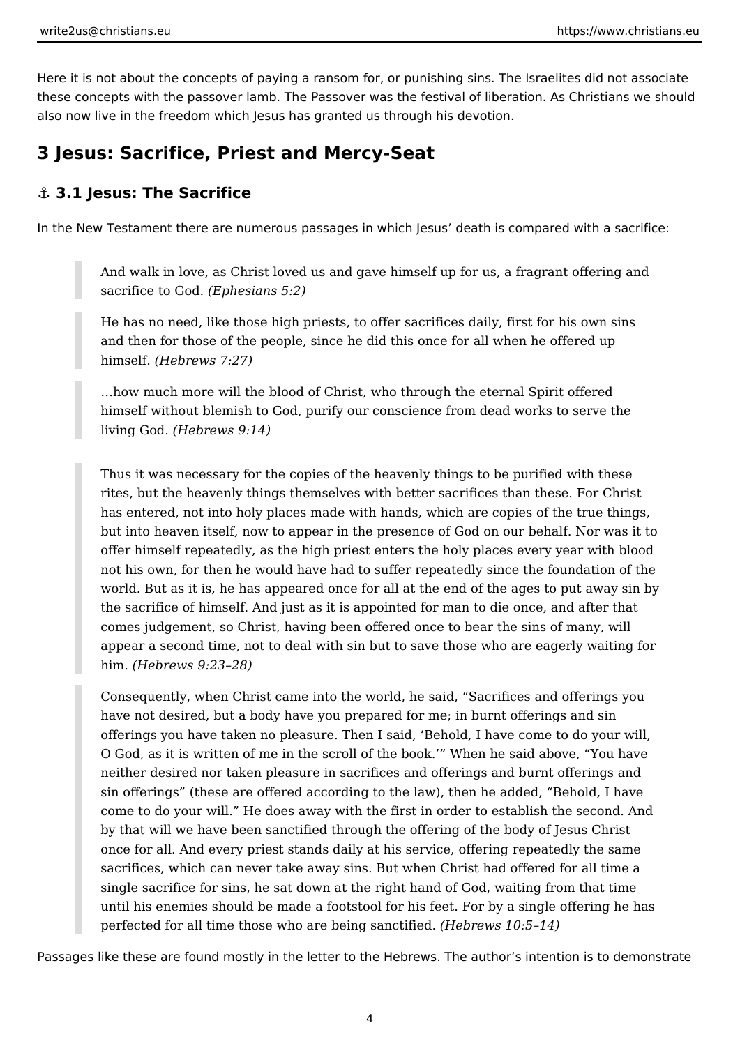Here it is not about the concepts of paying a ransom for, or punishing sins. The Israelites did not associate these concepts with the passover lamb. The Passover was the festival of liberation. As Christians we should also now live in the freedom which Jesus has granted us through his devotion.

## 3 Jesus: Sacrifice, Priest and Mercy-Seat

### ⚓ 3.1 Jesus: The Sacrifice

In the New Testament there are numerous passages in which Jesus' death is compared with a sacrifice:

> And walk in love, as Christ loved us and gave himself up for us, a fragrant offering and sacrifice to God. *(Ephesians 5:2)*

> He has no need, like those high priests, to offer sacrifices daily, first for his own sins and then for those of the people, since he did this once for all when he offered up himself. *(Hebrews 7:27)*

> …how much more will the blood of Christ, who through the eternal Spirit offered himself without blemish to God, purify our conscience from dead works to serve the living God. *(Hebrews 9:14)*

> Thus it was necessary for the copies of the heavenly things to be purified with these rites, but the heavenly things themselves with better sacrifices than these. For Christ has entered, not into holy places made with hands, which are copies of the true things, but into heaven itself, now to appear in the presence of God on our behalf. Nor was it to offer himself repeatedly, as the high priest enters the holy places every year with blood not his own, for then he would have had to suffer repeatedly since the foundation of the world. But as it is, he has appeared once for all at the end of the ages to put away sin by the sacrifice of himself. And just as it is appointed for man to die once, and after that comes judgement, so Christ, having been offered once to bear the sins of many, will appear a second time, not to deal with sin but to save those who are eagerly waiting for him. *(Hebrews 9:23–28)*

> Consequently, when Christ came into the world, he said, "Sacrifices and offerings you have not desired, but a body have you prepared for me; in burnt offerings and sin offerings you have taken no pleasure. Then I said, 'Behold, I have come to do your will, O God, as it is written of me in the scroll of the book.'" When he said above, "You have neither desired nor taken pleasure in sacrifices and offerings and burnt offerings and sin offerings" (these are offered according to the law), then he added, "Behold, I have come to do your will." He does away with the first in order to establish the second. And by that will we have been sanctified through the offering of the body of Jesus Christ once for all. And every priest stands daily at his service, offering repeatedly the same sacrifices, which can never take away sins. But when Christ had offered for all time a single sacrifice for sins, he sat down at the right hand of God, waiting from that time until his enemies should be made a footstool for his feet. For by a single offering he has perfected for all time those who are being sanctified. *(Hebrews 10:5–14)*

Passages like these are found mostly in the letter to the Hebrews. The author's intention is to demonstrate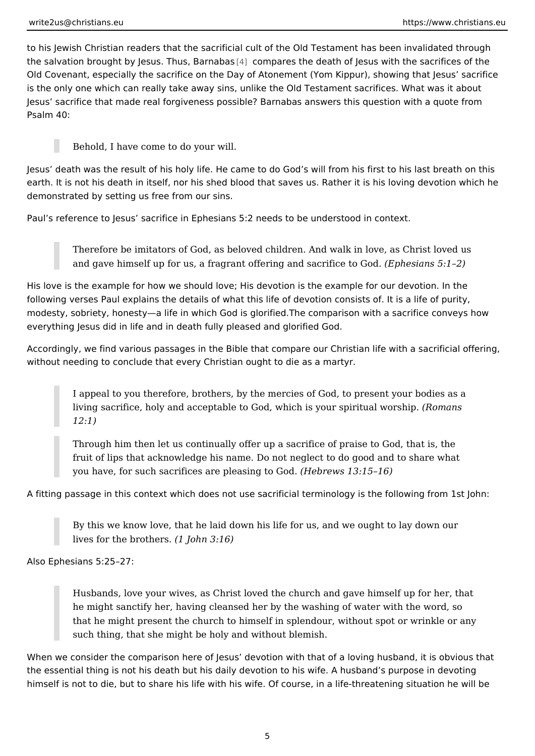to his Jewish Christian readers that the sacrificial cult of the Old Testament has been invalidated through the salvation brought by Jesus. Thus, Barnabas[4] compares the death of Jesus with the sacrifices of the Old Covenant, especially the sacrifice on the Day of Atonement (Yom Kippur), showing that Jesus' sacrifice is the only one which can really take away sins, unlike the Old Testament sacrifices. What was it about Jesus' sacrifice that made real forgiveness possible? Barnabas answers this question with a quote from Psalm 40:

> Behold, I have come to do your will.

Jesus' death was the result of his holy life. He came to do God's will from his first to his last breath on this earth. It is not his death in itself, nor his shed blood that saves us. Rather it is his loving devotion which he demonstrated by setting us free from our sins.

Paul's reference to Jesus' sacrifice in Ephesians 5:2 needs to be understood in context.

> Therefore be imitators of God, as beloved children. And walk in love, as Christ loved us and gave himself up for us, a fragrant offering and sacrifice to God. *(Ephesians 5:1–2)*

His love is the example for how we should love; His devotion is the example for our devotion. In the following verses Paul explains the details of what this life of devotion consists of. It is a life of purity, modesty, sobriety, honesty—a life in which God is glorified.The comparison with a sacrifice conveys how everything Jesus did in life and in death fully pleased and glorified God.

Accordingly, we find various passages in the Bible that compare our Christian life with a sacrificial offering, without needing to conclude that every Christian ought to die as a martyr.

> I appeal to you therefore, brothers, by the mercies of God, to present your bodies as a living sacrifice, holy and acceptable to God, which is your spiritual worship. *(Romans 12:1)*

> Through him then let us continually offer up a sacrifice of praise to God, that is, the fruit of lips that acknowledge his name. Do not neglect to do good and to share what you have, for such sacrifices are pleasing to God. *(Hebrews 13:15–16)*

A fitting passage in this context which does not use sacrificial terminology is the following from 1st John:

> By this we know love, that he laid down his life for us, and we ought to lay down our lives for the brothers. *(1 John 3:16)*

Also Ephesians 5:25–27:

> Husbands, love your wives, as Christ loved the church and gave himself up for her, that he might sanctify her, having cleansed her by the washing of water with the word, so that he might present the church to himself in splendour, without spot or wrinkle or any such thing, that she might be holy and without blemish.

When we consider the comparison here of Jesus' devotion with that of a loving husband, it is obvious that the essential thing is not his death but his daily devotion to his wife. A husband's purpose in devoting himself is not to die, but to share his life with his wife. Of course, in a life-threatening situation he will be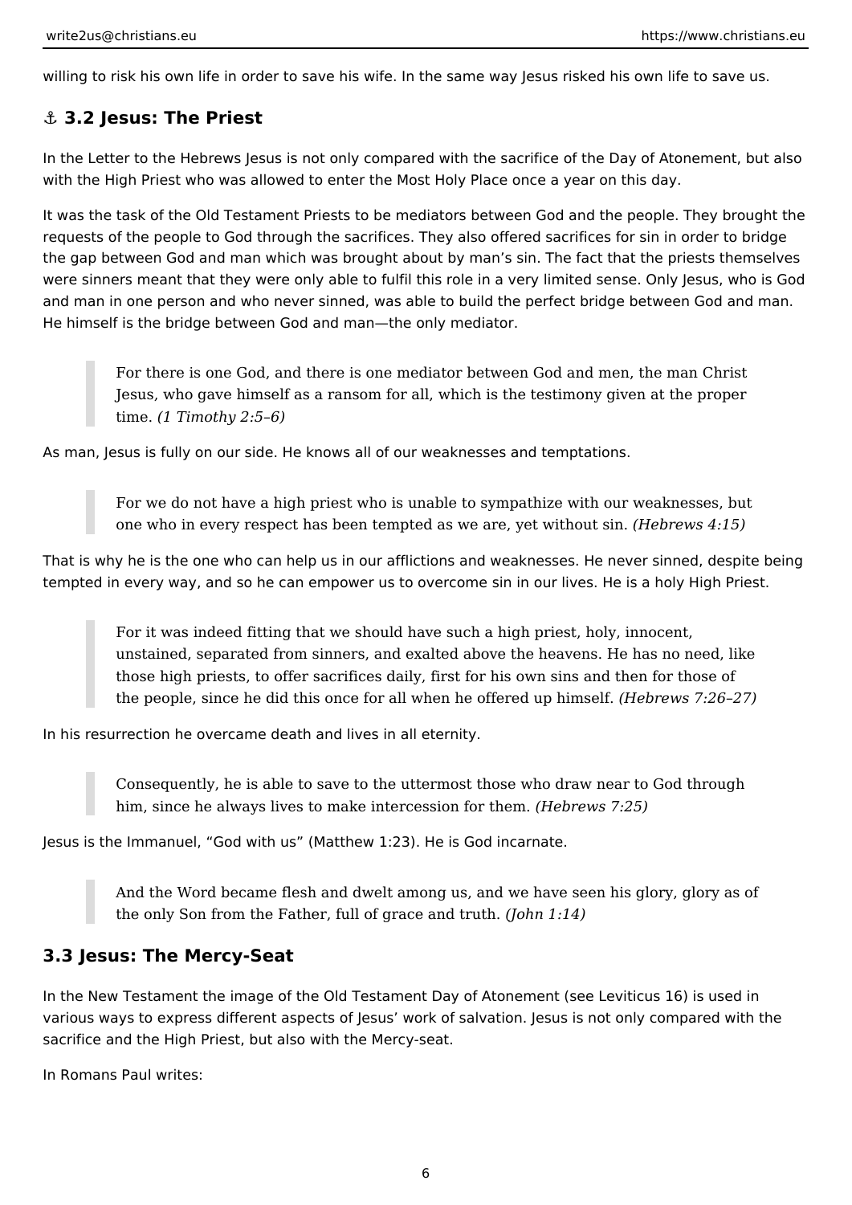willing to risk his own life in order to save his wife. In the same way Jesus risked his own life to save us.

## ⚓ 3.2 Jesus: The Priest

In the Letter to the Hebrews Jesus is not only compared with the sacrifice of the Day of Atonement, but also with the High Priest who was allowed to enter the Most Holy Place once a year on this day.

It was the task of the Old Testament Priests to be mediators between God and the people. They brought the requests of the people to God through the sacrifices. They also offered sacrifices for sin in order to bridge the gap between God and man which was brought about by man's sin. The fact that the priests themselves were sinners meant that they were only able to fulfil this role in a very limited sense. Only Jesus, who is God and man in one person and who never sinned, was able to build the perfect bridge between God and man. He himself is the bridge between God and man—the only mediator.

> For there is one God, and there is one mediator between God and men, the man Christ Jesus, who gave himself as a ransom for all, which is the testimony given at the proper time. *(1 Timothy 2:5–6)*

As man, Jesus is fully on our side. He knows all of our weaknesses and temptations.

> For we do not have a high priest who is unable to sympathize with our weaknesses, but one who in every respect has been tempted as we are, yet without sin. *(Hebrews 4:15)*

That is why he is the one who can help us in our afflictions and weaknesses. He never sinned, despite being tempted in every way, and so he can empower us to overcome sin in our lives. He is a holy High Priest.

> For it was indeed fitting that we should have such a high priest, holy, innocent, unstained, separated from sinners, and exalted above the heavens. He has no need, like those high priests, to offer sacrifices daily, first for his own sins and then for those of the people, since he did this once for all when he offered up himself. *(Hebrews 7:26–27)*

In his resurrection he overcame death and lives in all eternity.

> Consequently, he is able to save to the uttermost those who draw near to God through him, since he always lives to make intercession for them. *(Hebrews 7:25)*

Jesus is the Immanuel, "God with us" (Matthew 1:23). He is God incarnate.

> And the Word became flesh and dwelt among us, and we have seen his glory, glory as of the only Son from the Father, full of grace and truth. *(John 1:14)*

## 3.3 Jesus: The Mercy-Seat

In the New Testament the image of the Old Testament Day of Atonement (see Leviticus 16) is used in various ways to express different aspects of Jesus' work of salvation. Jesus is not only compared with the sacrifice and the High Priest, but also with the Mercy-seat.

In Romans Paul writes: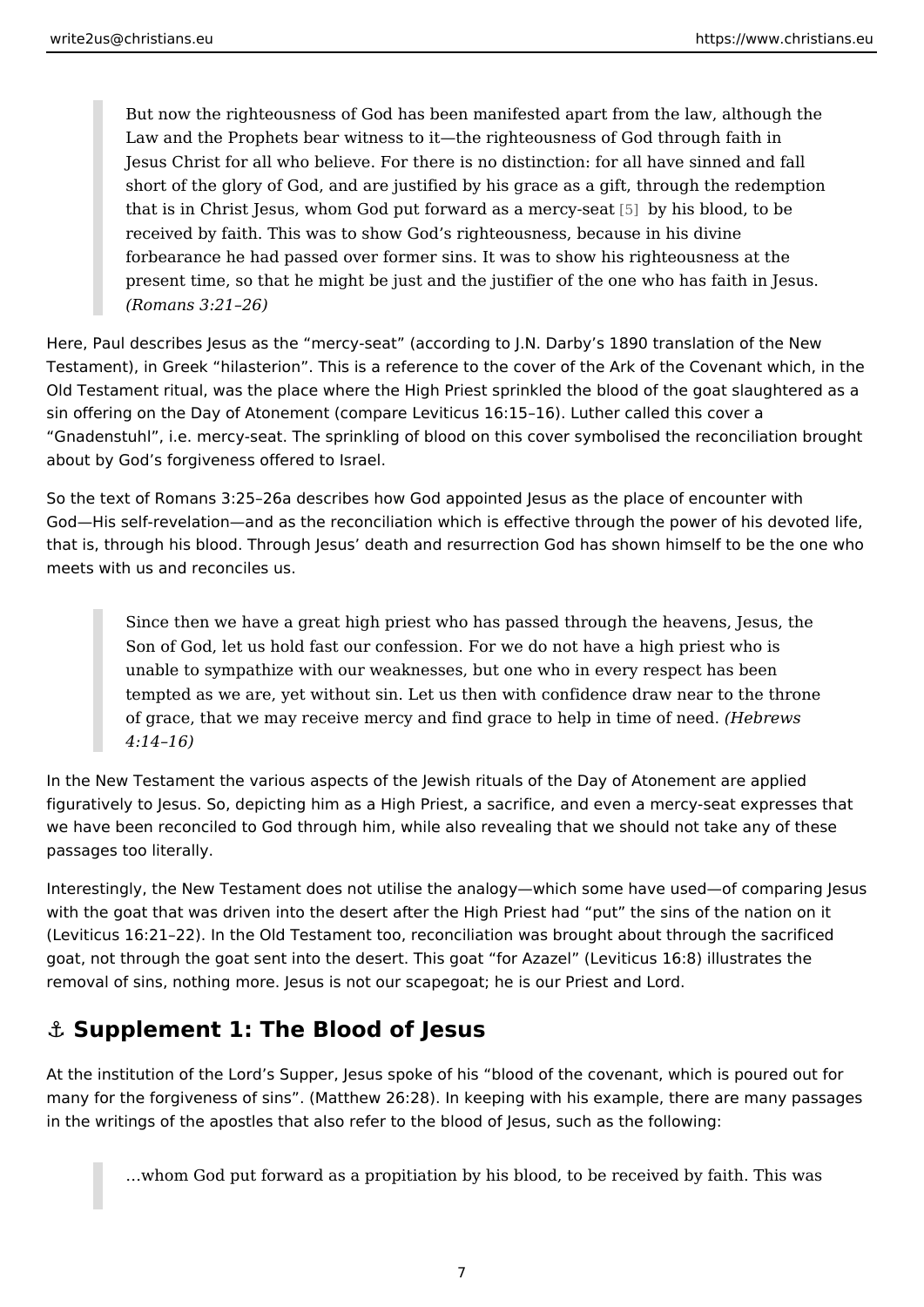> But now the righteousness of God has been manifested apart from the law, although the Law and the Prophets bear witness to it—the righteousness of God through faith in Jesus Christ for all who believe. For there is no distinction: for all have sinned and fall short of the glory of God, and are justified by his grace as a gift, through the redemption that is in Christ Jesus, whom God put forward as a mercy-seat [5] by his blood, to be received by faith. This was to show God's righteousness, because in his divine forbearance he had passed over former sins. It was to show his righteousness at the present time, so that he might be just and the justifier of the one who has faith in Jesus. *(Romans 3:21–26)*

Here, Paul describes Jesus as the "mercy-seat" (according to J.N. Darby's 1890 translation of the New Testament), in Greek "hilasterion". This is a reference to the cover of the Ark of the Covenant which, in the Old Testament ritual, was the place where the High Priest sprinkled the blood of the goat slaughtered as a sin offering on the Day of Atonement (compare Leviticus 16:15–16). Luther called this cover a "Gnadenstuhl", i.e. mercy-seat. The sprinkling of blood on this cover symbolised the reconciliation brought about by God's forgiveness offered to Israel.

So the text of Romans 3:25–26a describes how God appointed Jesus as the place of encounter with God—His self-revelation—and as the reconciliation which is effective through the power of his devoted life, that is, through his blood. Through Jesus' death and resurrection God has shown himself to be the one who meets with us and reconciles us.

> Since then we have a great high priest who has passed through the heavens, Jesus, the Son of God, let us hold fast our confession. For we do not have a high priest who is unable to sympathize with our weaknesses, but one who in every respect has been tempted as we are, yet without sin. Let us then with confidence draw near to the throne of grace, that we may receive mercy and find grace to help in time of need. *(Hebrews 4:14–16)*

In the New Testament the various aspects of the Jewish rituals of the Day of Atonement are applied figuratively to Jesus. So, depicting him as a High Priest, a sacrifice, and even a mercy-seat expresses that we have been reconciled to God through him, while also revealing that we should not take any of these passages too literally.

Interestingly, the New Testament does not utilise the analogy—which some have used—of comparing Jesus with the goat that was driven into the desert after the High Priest had "put" the sins of the nation on it (Leviticus 16:21–22). In the Old Testament too, reconciliation was brought about through the sacrificed goat, not through the goat sent into the desert. This goat "for Azazel" (Leviticus 16:8) illustrates the removal of sins, nothing more. Jesus is not our scapegoat; he is our Priest and Lord.

## ⚓ Supplement 1: The Blood of Jesus

At the institution of the Lord's Supper, Jesus spoke of his "blood of the covenant, which is poured out for many for the forgiveness of sins". (Matthew 26:28). In keeping with his example, there are many passages in the writings of the apostles that also refer to the blood of Jesus, such as the following:

> …whom God put forward as a propitiation by his blood, to be received by faith. This was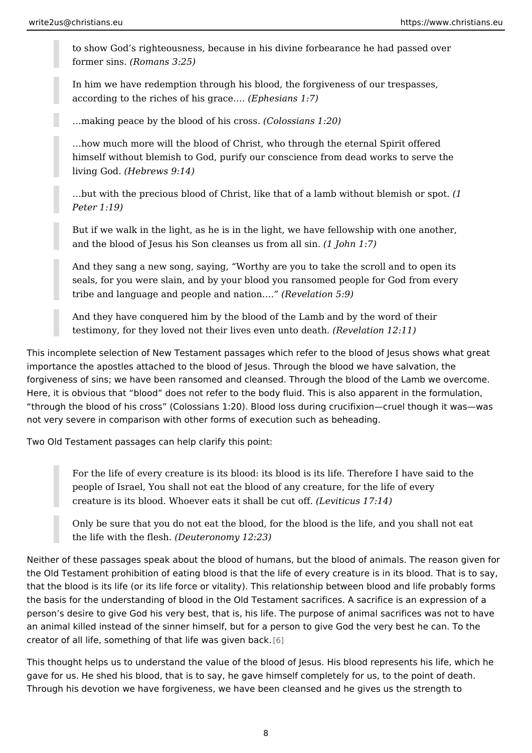> to show God's righteousness, because in his divine forbearance he had passed over former sins. *(Romans 3:25)*

> In him we have redemption through his blood, the forgiveness of our trespasses, according to the riches of his grace…. *(Ephesians 1:7)*

> …making peace by the blood of his cross. *(Colossians 1:20)*

> …how much more will the blood of Christ, who through the eternal Spirit offered himself without blemish to God, purify our conscience from dead works to serve the living God. *(Hebrews 9:14)*

> …but with the precious blood of Christ, like that of a lamb without blemish or spot. *(1 Peter 1:19)*

> But if we walk in the light, as he is in the light, we have fellowship with one another, and the blood of Jesus his Son cleanses us from all sin. *(1 John 1:7)*

> And they sang a new song, saying, "Worthy are you to take the scroll and to open its seals, for you were slain, and by your blood you ransomed people for God from every tribe and language and people and nation…." *(Revelation 5:9)*

> And they have conquered him by the blood of the Lamb and by the word of their testimony, for they loved not their lives even unto death. *(Revelation 12:11)*

This incomplete selection of New Testament passages which refer to the blood of Jesus shows what great importance the apostles attached to the blood of Jesus. Through the blood we have salvation, the forgiveness of sins; we have been ransomed and cleansed. Through the blood of the Lamb we overcome. Here, it is obvious that "blood" does not refer to the body fluid. This is also apparent in the formulation, "through the blood of his cross" (Colossians 1:20). Blood loss during crucifixion—cruel though it was—was not very severe in comparison with other forms of execution such as beheading.

Two Old Testament passages can help clarify this point:

> For the life of every creature is its blood: its blood is its life. Therefore I have said to the people of Israel, You shall not eat the blood of any creature, for the life of every creature is its blood. Whoever eats it shall be cut off. *(Leviticus 17:14)*

> Only be sure that you do not eat the blood, for the blood is the life, and you shall not eat the life with the flesh. *(Deuteronomy 12:23)*

Neither of these passages speak about the blood of humans, but the blood of animals. The reason given for the Old Testament prohibition of eating blood is that the life of every creature is in its blood. That is to say, that the blood is its life (or its life force or vitality). This relationship between blood and life probably forms the basis for the understanding of blood in the Old Testament sacrifices. A sacrifice is an expression of a person's desire to give God his very best, that is, his life. The purpose of animal sacrifices was not to have an animal killed instead of the sinner himself, but for a person to give God the very best he can. To the creator of all life, something of that life was given back.[6]

This thought helps us to understand the value of the blood of Jesus. His blood represents his life, which he gave for us. He shed his blood, that is to say, he gave himself completely for us, to the point of death. Through his devotion we have forgiveness, we have been cleansed and he gives us the strength to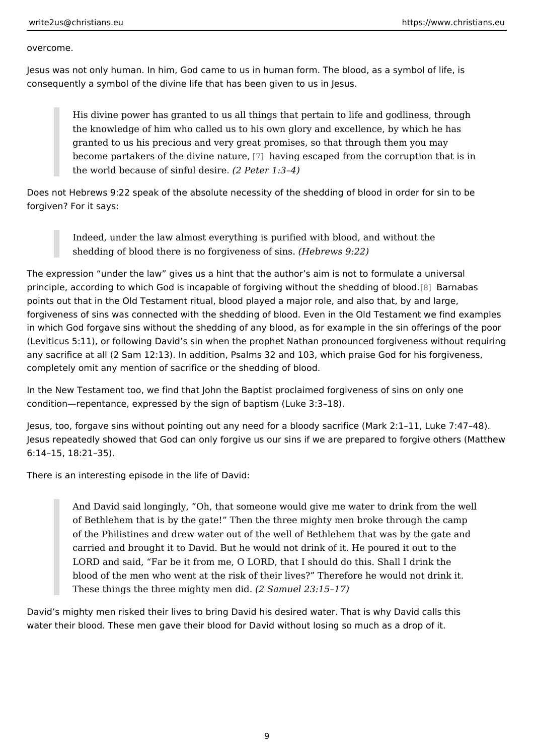overcome.

Jesus was not only human. In him, God came to us in human form. The blood, as a symbol of life, is consequently a symbol of the divine life that has been given to us in Jesus.

> His divine power has granted to us all things that pertain to life and godliness, through the knowledge of him who called us to his own glory and excellence, by which he has granted to us his precious and very great promises, so that through them you may become partakers of the divine nature, [7] having escaped from the corruption that is in the world because of sinful desire. *(2 Peter 1:3–4)*

Does not Hebrews 9:22 speak of the absolute necessity of the shedding of blood in order for sin to be forgiven? For it says:

> Indeed, under the law almost everything is purified with blood, and without the shedding of blood there is no forgiveness of sins. *(Hebrews 9:22)*

The expression "under the law" gives us a hint that the author's aim is not to formulate a universal principle, according to which God is incapable of forgiving without the shedding of blood. [8] Barnabas points out that in the Old Testament ritual, blood played a major role, and also that, by and large, forgiveness of sins was connected with the shedding of blood. Even in the Old Testament we find examples in which God forgave sins without the shedding of any blood, as for example in the sin offerings of the poor (Leviticus 5:11), or following David's sin when the prophet Nathan pronounced forgiveness without requiring any sacrifice at all (2 Sam 12:13). In addition, Psalms 32 and 103, which praise God for his forgiveness, completely omit any mention of sacrifice or the shedding of blood.

In the New Testament too, we find that John the Baptist proclaimed forgiveness of sins on only one condition—repentance, expressed by the sign of baptism (Luke 3:3–18).

Jesus, too, forgave sins without pointing out any need for a bloody sacrifice (Mark 2:1–11, Luke 7:47–48). Jesus repeatedly showed that God can only forgive us our sins if we are prepared to forgive others (Matthew 6:14–15, 18:21–35).

There is an interesting episode in the life of David:

> And David said longingly, "Oh, that someone would give me water to drink from the well of Bethlehem that is by the gate!" Then the three mighty men broke through the camp of the Philistines and drew water out of the well of Bethlehem that was by the gate and carried and brought it to David. But he would not drink of it. He poured it out to the LORD and said, "Far be it from me, O LORD, that I should do this. Shall I drink the blood of the men who went at the risk of their lives?" Therefore he would not drink it. These things the three mighty men did. *(2 Samuel 23:15–17)*

David's mighty men risked their lives to bring David his desired water. That is why David calls this water their blood. These men gave their blood for David without losing so much as a drop of it.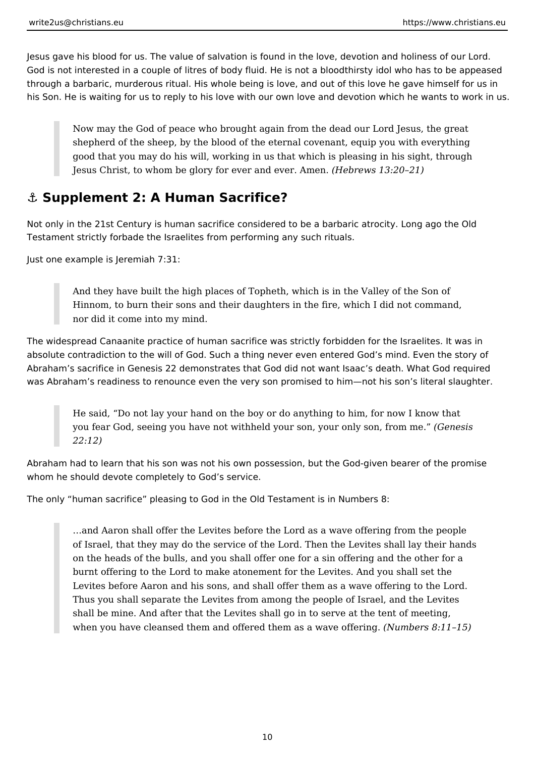Jesus gave his blood for us. The value of salvation is found in the love, devotion and holiness of our Lord. God is not interested in a couple of litres of body fluid. He is not a bloodthirsty idol who has to be appeased through a barbaric, murderous ritual. His whole being is love, and out of this love he gave himself for us in his Son. He is waiting for us to reply to his love with our own love and devotion which he wants to work in us.

> Now may the God of peace who brought again from the dead our Lord Jesus, the great shepherd of the sheep, by the blood of the eternal covenant, equip you with everything good that you may do his will, working in us that which is pleasing in his sight, through Jesus Christ, to whom be glory for ever and ever. Amen. *(Hebrews 13:20–21)*

## ⚓ Supplement 2: A Human Sacrifice?

Not only in the 21st Century is human sacrifice considered to be a barbaric atrocity. Long ago the Old Testament strictly forbade the Israelites from performing any such rituals.

Just one example is Jeremiah 7:31:

> And they have built the high places of Topheth, which is in the Valley of the Son of Hinnom, to burn their sons and their daughters in the fire, which I did not command, nor did it come into my mind.

The widespread Canaanite practice of human sacrifice was strictly forbidden for the Israelites. It was in absolute contradiction to the will of God. Such a thing never even entered God's mind. Even the story of Abraham's sacrifice in Genesis 22 demonstrates that God did not want Isaac's death. What God required was Abraham's readiness to renounce even the very son promised to him—not his son's literal slaughter.

> He said, "Do not lay your hand on the boy or do anything to him, for now I know that you fear God, seeing you have not withheld your son, your only son, from me." *(Genesis 22:12)*

Abraham had to learn that his son was not his own possession, but the God-given bearer of the promise whom he should devote completely to God's service.

The only "human sacrifice" pleasing to God in the Old Testament is in Numbers 8:

> …and Aaron shall offer the Levites before the Lord as a wave offering from the people of Israel, that they may do the service of the Lord. Then the Levites shall lay their hands on the heads of the bulls, and you shall offer one for a sin offering and the other for a burnt offering to the Lord to make atonement for the Levites. And you shall set the Levites before Aaron and his sons, and shall offer them as a wave offering to the Lord. Thus you shall separate the Levites from among the people of Israel, and the Levites shall be mine. And after that the Levites shall go in to serve at the tent of meeting, when you have cleansed them and offered them as a wave offering. *(Numbers 8:11–15)*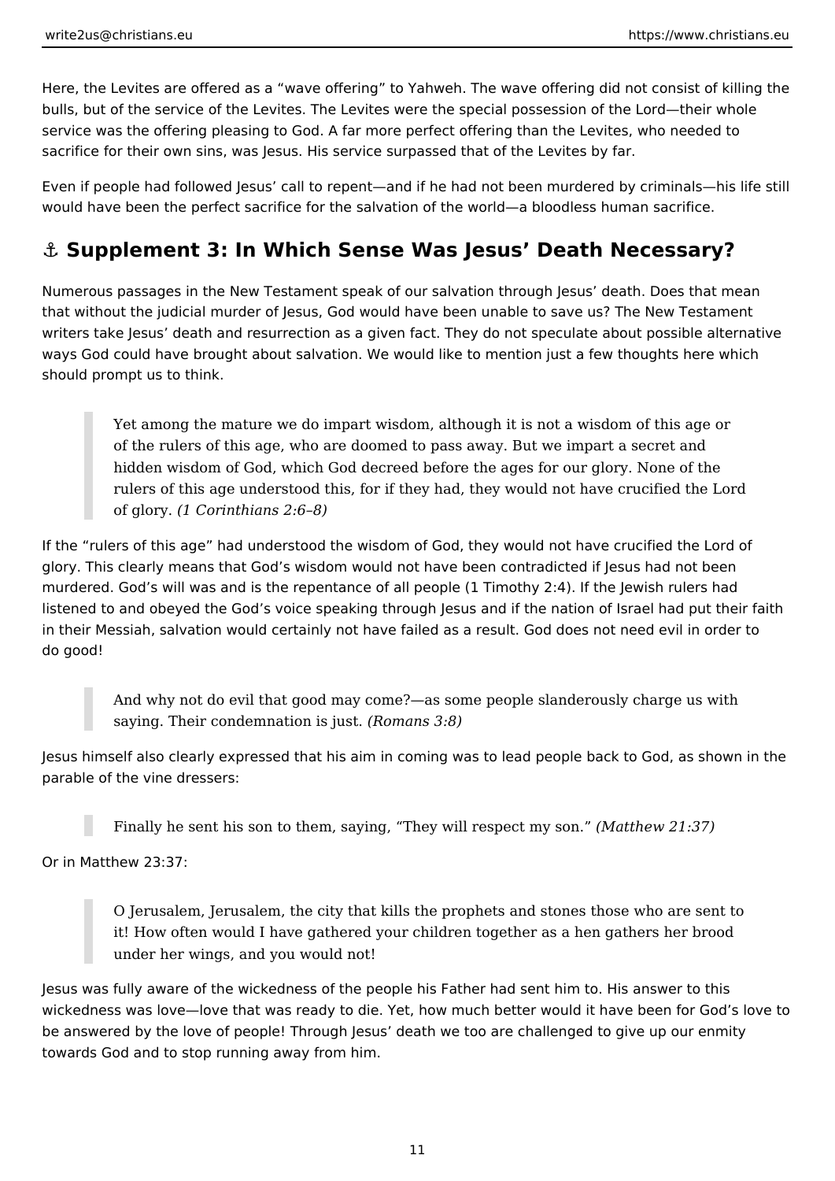Here, the Levites are offered as a "wave offering" to Yahweh. The wave offering did not consist of killing the bulls, but of the service of the Levites. The Levites were the special possession of the Lord—their whole service was the offering pleasing to God. A far more perfect offering than the Levites, who needed to sacrifice for their own sins, was Jesus. His service surpassed that of the Levites by far.

Even if people had followed Jesus' call to repent—and if he had not been murdered by criminals—his life still would have been the perfect sacrifice for the salvation of the world—a bloodless human sacrifice.

## ⚓ Supplement 3: In Which Sense Was Jesus' Death Necessary?

Numerous passages in the New Testament speak of our salvation through Jesus' death. Does that mean that without the judicial murder of Jesus, God would have been unable to save us? The New Testament writers take Jesus' death and resurrection as a given fact. They do not speculate about possible alternative ways God could have brought about salvation. We would like to mention just a few thoughts here which should prompt us to think.

> Yet among the mature we do impart wisdom, although it is not a wisdom of this age or of the rulers of this age, who are doomed to pass away. But we impart a secret and hidden wisdom of God, which God decreed before the ages for our glory. None of the rulers of this age understood this, for if they had, they would not have crucified the Lord of glory. *(1 Corinthians 2:6–8)*

If the "rulers of this age" had understood the wisdom of God, they would not have crucified the Lord of glory. This clearly means that God's wisdom would not have been contradicted if Jesus had not been murdered. God's will was and is the repentance of all people (1 Timothy 2:4). If the Jewish rulers had listened to and obeyed the God's voice speaking through Jesus and if the nation of Israel had put their faith in their Messiah, salvation would certainly not have failed as a result. God does not need evil in order to do good!

> And why not do evil that good may come?—as some people slanderously charge us with saying. Their condemnation is just. *(Romans 3:8)*

Jesus himself also clearly expressed that his aim in coming was to lead people back to God, as shown in the parable of the vine dressers:

> Finally he sent his son to them, saying, "They will respect my son." *(Matthew 21:37)*

Or in Matthew 23:37:

> O Jerusalem, Jerusalem, the city that kills the prophets and stones those who are sent to it! How often would I have gathered your children together as a hen gathers her brood under her wings, and you would not!

Jesus was fully aware of the wickedness of the people his Father had sent him to. His answer to this wickedness was love—love that was ready to die. Yet, how much better would it have been for God's love to be answered by the love of people! Through Jesus' death we too are challenged to give up our enmity towards God and to stop running away from him.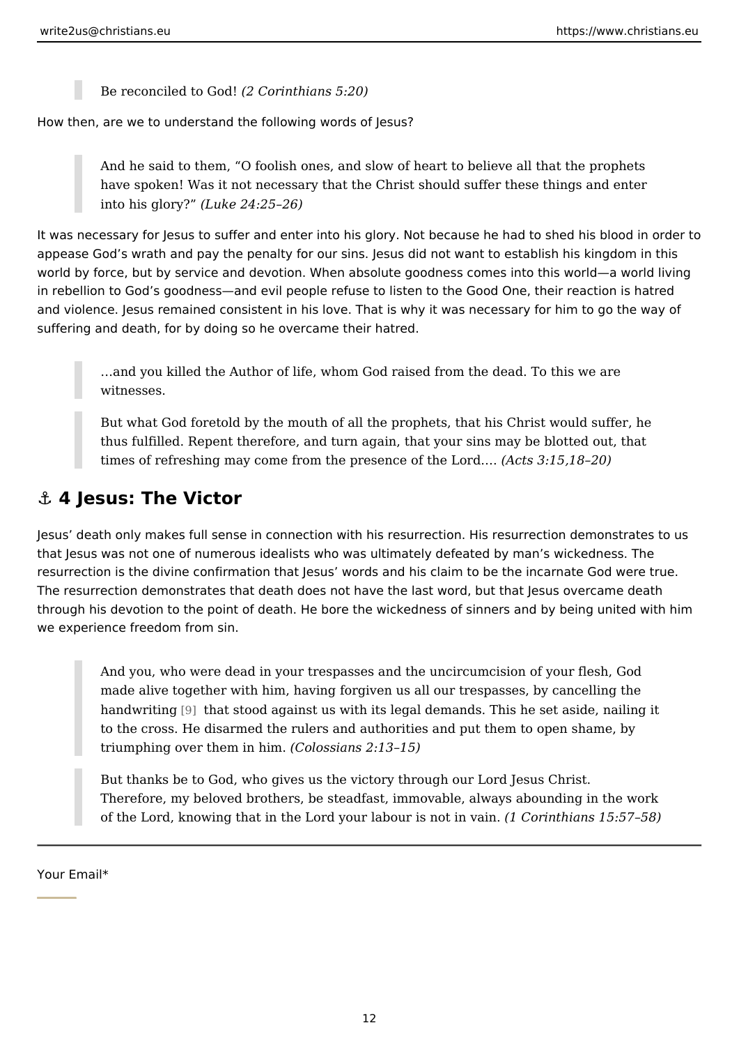> Be reconciled to God! *(2 Corinthians 5:20)*

How then, are we to understand the following words of Jesus?

> And he said to them, “O foolish ones, and slow of heart to believe all that the prophets have spoken! Was it not necessary that the Christ should suffer these things and enter into his glory?” *(Luke 24:25–26)*

It was necessary for Jesus to suffer and enter into his glory. Not because he had to shed his blood in order to appease God’s wrath and pay the penalty for our sins. Jesus did not want to establish his kingdom in this world by force, but by service and devotion. When absolute goodness comes into this world—a world living in rebellion to God’s goodness—and evil people refuse to listen to the Good One, their reaction is hatred and violence. Jesus remained consistent in his love. That is why it was necessary for him to go the way of suffering and death, for by doing so he overcame their hatred.

> …and you killed the Author of life, whom God raised from the dead. To this we are witnesses.

> But what God foretold by the mouth of all the prophets, that his Christ would suffer, he thus fulfilled. Repent therefore, and turn again, that your sins may be blotted out, that times of refreshing may come from the presence of the Lord…. *(Acts 3:15,18–20)*

## ⚓ 4 Jesus: The Victor

Jesus’ death only makes full sense in connection with his resurrection. His resurrection demonstrates to us that Jesus was not one of numerous idealists who was ultimately defeated by man’s wickedness. The resurrection is the divine confirmation that Jesus’ words and his claim to be the incarnate God were true. The resurrection demonstrates that death does not have the last word, but that Jesus overcame death through his devotion to the point of death. He bore the wickedness of sinners and by being united with him we experience freedom from sin.

> And you, who were dead in your trespasses and the uncircumcision of your flesh, God made alive together with him, having forgiven us all our trespasses, by cancelling the handwriting [9] that stood against us with its legal demands. This he set aside, nailing it to the cross. He disarmed the rulers and authorities and put them to open shame, by triumphing over them in him. *(Colossians 2:13–15)*

> But thanks be to God, who gives us the victory through our Lord Jesus Christ. Therefore, my beloved brothers, be steadfast, immovable, always abounding in the work of the Lord, knowing that in the Lord your labour is not in vain. *(1 Corinthians 15:57–58)*

---

Your Email*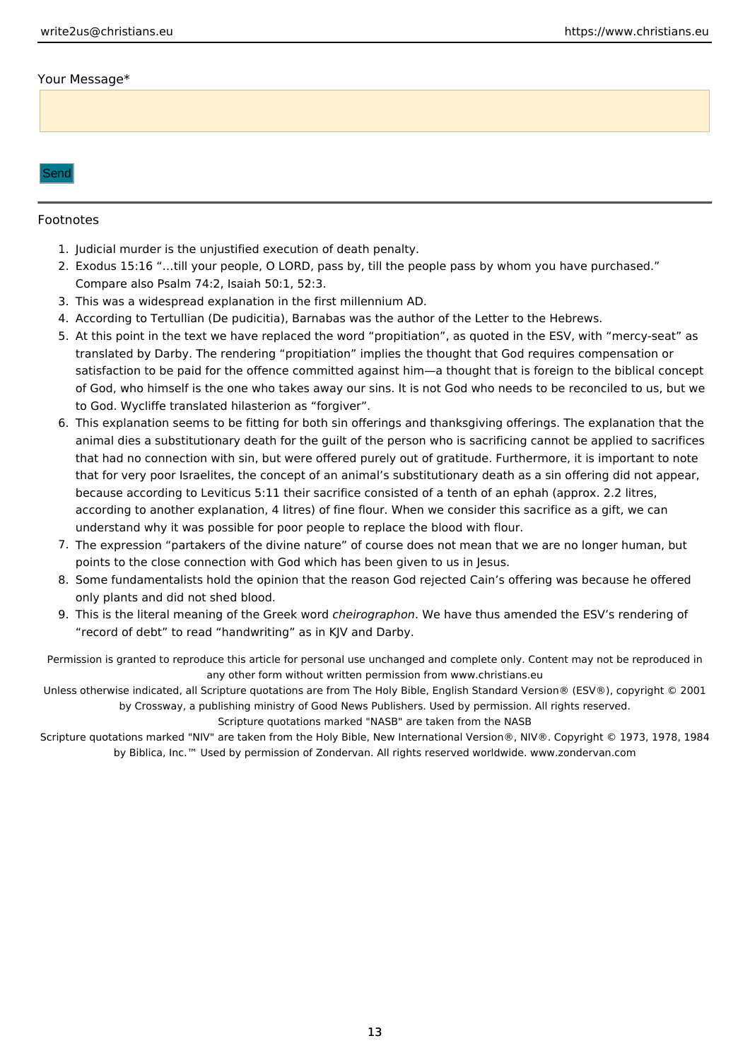Your Message*

Send

---

Footnotes

1. Judicial murder is the unjustified execution of death penalty.
2. Exodus 15:16 "…till your people, O LORD, pass by, till the people pass by whom you have purchased." Compare also Psalm 74:2, Isaiah 50:1, 52:3.
3. This was a widespread explanation in the first millennium AD.
4. According to Tertullian (De pudicitia), Barnabas was the author of the Letter to the Hebrews.
5. At this point in the text we have replaced the word "propitiation", as quoted in the ESV, with "mercy-seat" as translated by Darby. The rendering "propitiation" implies the thought that God requires compensation or satisfaction to be paid for the offence committed against him—a thought that is foreign to the biblical concept of God, who himself is the one who takes away our sins. It is not God who needs to be reconciled to us, but we to God. Wycliffe translated hilasterion as "forgiver".
6. This explanation seems to be fitting for both sin offerings and thanksgiving offerings. The explanation that the animal dies a substitutionary death for the guilt of the person who is sacrificing cannot be applied to sacrifices that had no connection with sin, but were offered purely out of gratitude. Furthermore, it is important to note that for very poor Israelites, the concept of an animal's substitutionary death as a sin offering did not appear, because according to Leviticus 5:11 their sacrifice consisted of a tenth of an ephah (approx. 2.2 litres, according to another explanation, 4 litres) of fine flour. When we consider this sacrifice as a gift, we can understand why it was possible for poor people to replace the blood with flour.
7. The expression "partakers of the divine nature" of course does not mean that we are no longer human, but points to the close connection with God which has been given to us in Jesus.
8. Some fundamentalists hold the opinion that the reason God rejected Cain's offering was because he offered only plants and did not shed blood.
9. This is the literal meaning of the Greek word *cheirographon*. We have thus amended the ESV's rendering of "record of debt" to read "handwriting" as in KJV and Darby.

Permission is granted to reproduce this article for personal use unchanged and complete only. Content may not be reproduced in any other form without written permission from www.christians.eu

Unless otherwise indicated, all Scripture quotations are from The Holy Bible, English Standard Version® (ESV®), copyright © 2001 by Crossway, a publishing ministry of Good News Publishers. Used by permission. All rights reserved.

Scripture quotations marked "NASB" are taken from the NASB

Scripture quotations marked "NIV" are taken from the Holy Bible, New International Version®, NIV®. Copyright © 1973, 1978, 1984 by Biblica, Inc.™ Used by permission of Zondervan. All rights reserved worldwide. www.zondervan.com